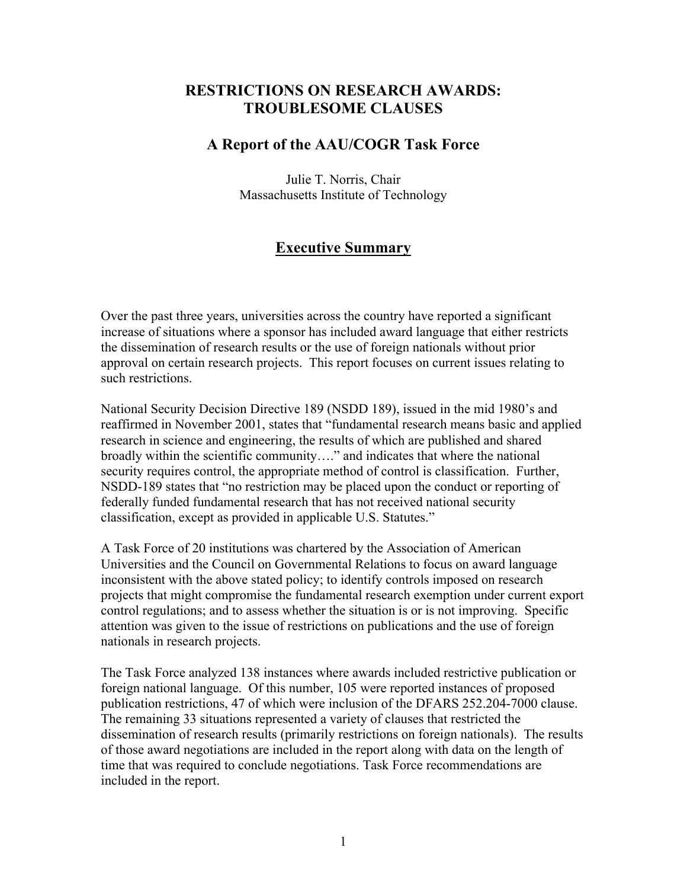# RESTRICTIONS ON RESEARCH AWARDS: TROUBLESOME CLAUSES

## A Report of the AAU/COGR Task Force

Julie T. Norris, Chair
Massachusetts Institute of Technology

## Executive Summary

Over the past three years, universities across the country have reported a significant increase of situations where a sponsor has included award language that either restricts the dissemination of research results or the use of foreign nationals without prior approval on certain research projects. This report focuses on current issues relating to such restrictions.

National Security Decision Directive 189 (NSDD 189), issued in the mid 1980's and reaffirmed in November 2001, states that "fundamental research means basic and applied research in science and engineering, the results of which are published and shared broadly within the scientific community…." and indicates that where the national security requires control, the appropriate method of control is classification. Further, NSDD-189 states that "no restriction may be placed upon the conduct or reporting of federally funded fundamental research that has not received national security classification, except as provided in applicable U.S. Statutes."

A Task Force of 20 institutions was chartered by the Association of American Universities and the Council on Governmental Relations to focus on award language inconsistent with the above stated policy; to identify controls imposed on research projects that might compromise the fundamental research exemption under current export control regulations; and to assess whether the situation is or is not improving. Specific attention was given to the issue of restrictions on publications and the use of foreign nationals in research projects.

The Task Force analyzed 138 instances where awards included restrictive publication or foreign national language. Of this number, 105 were reported instances of proposed publication restrictions, 47 of which were inclusion of the DFARS 252.204-7000 clause. The remaining 33 situations represented a variety of clauses that restricted the dissemination of research results (primarily restrictions on foreign nationals). The results of those award negotiations are included in the report along with data on the length of time that was required to conclude negotiations. Task Force recommendations are included in the report.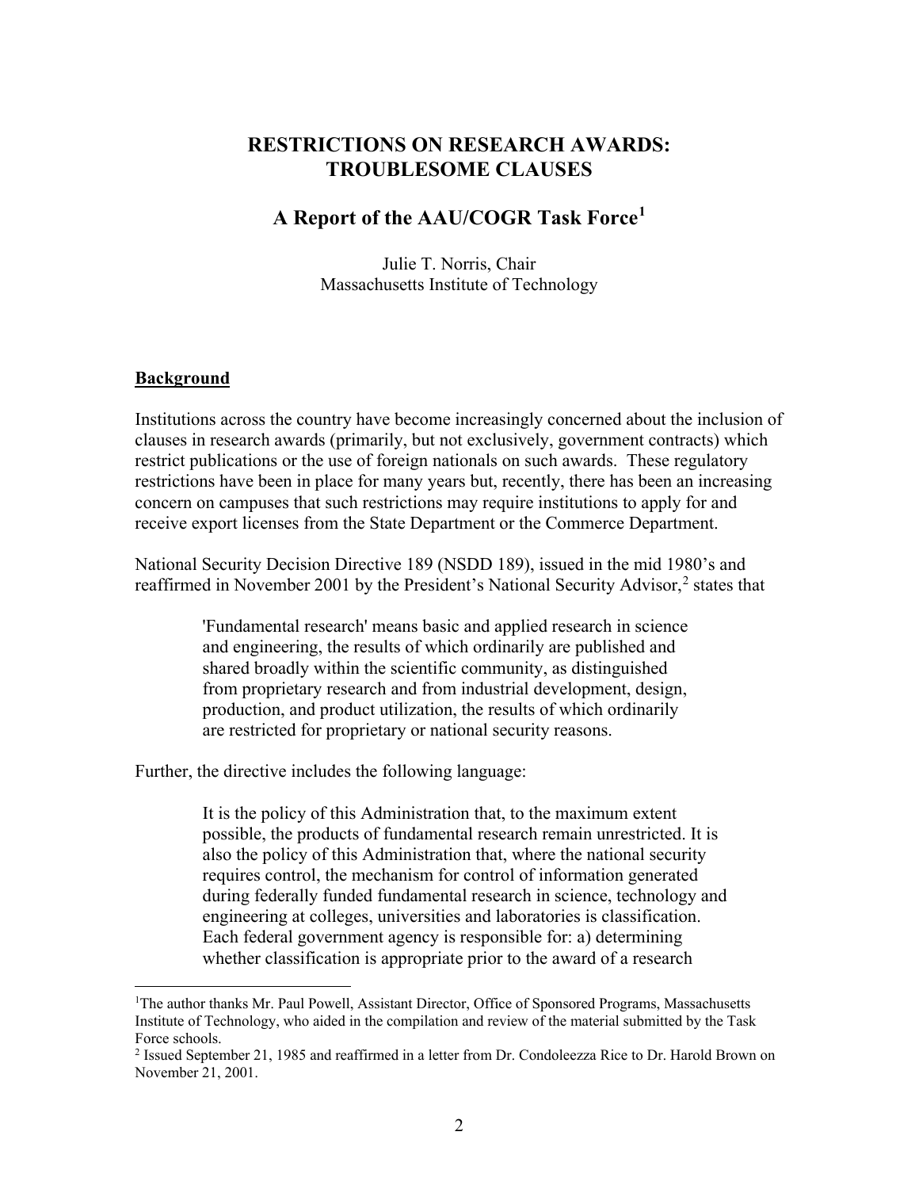# RESTRICTIONS ON RESEARCH AWARDS: TROUBLESOME CLAUSES

## A Report of the AAU/COGR Task Force[1]

Julie T. Norris, Chair
Massachusetts Institute of Technology

### Background

Institutions across the country have become increasingly concerned about the inclusion of clauses in research awards (primarily, but not exclusively, government contracts) which restrict publications or the use of foreign nationals on such awards. These regulatory restrictions have been in place for many years but, recently, there has been an increasing concern on campuses that such restrictions may require institutions to apply for and receive export licenses from the State Department or the Commerce Department.

National Security Decision Directive 189 (NSDD 189), issued in the mid 1980's and reaffirmed in November 2001 by the President's National Security Advisor,[2] states that

> 'Fundamental research' means basic and applied research in science and engineering, the results of which ordinarily are published and shared broadly within the scientific community, as distinguished from proprietary research and from industrial development, design, production, and product utilization, the results of which ordinarily are restricted for proprietary or national security reasons.

Further, the directive includes the following language:

> It is the policy of this Administration that, to the maximum extent possible, the products of fundamental research remain unrestricted. It is also the policy of this Administration that, where the national security requires control, the mechanism for control of information generated during federally funded fundamental research in science, technology and engineering at colleges, universities and laboratories is classification. Each federal government agency is responsible for: a) determining whether classification is appropriate prior to the award of a research

---

[1] The author thanks Mr. Paul Powell, Assistant Director, Office of Sponsored Programs, Massachusetts Institute of Technology, who aided in the compilation and review of the material submitted by the Task Force schools.

[2] Issued September 21, 1985 and reaffirmed in a letter from Dr. Condoleezza Rice to Dr. Harold Brown on November 21, 2001.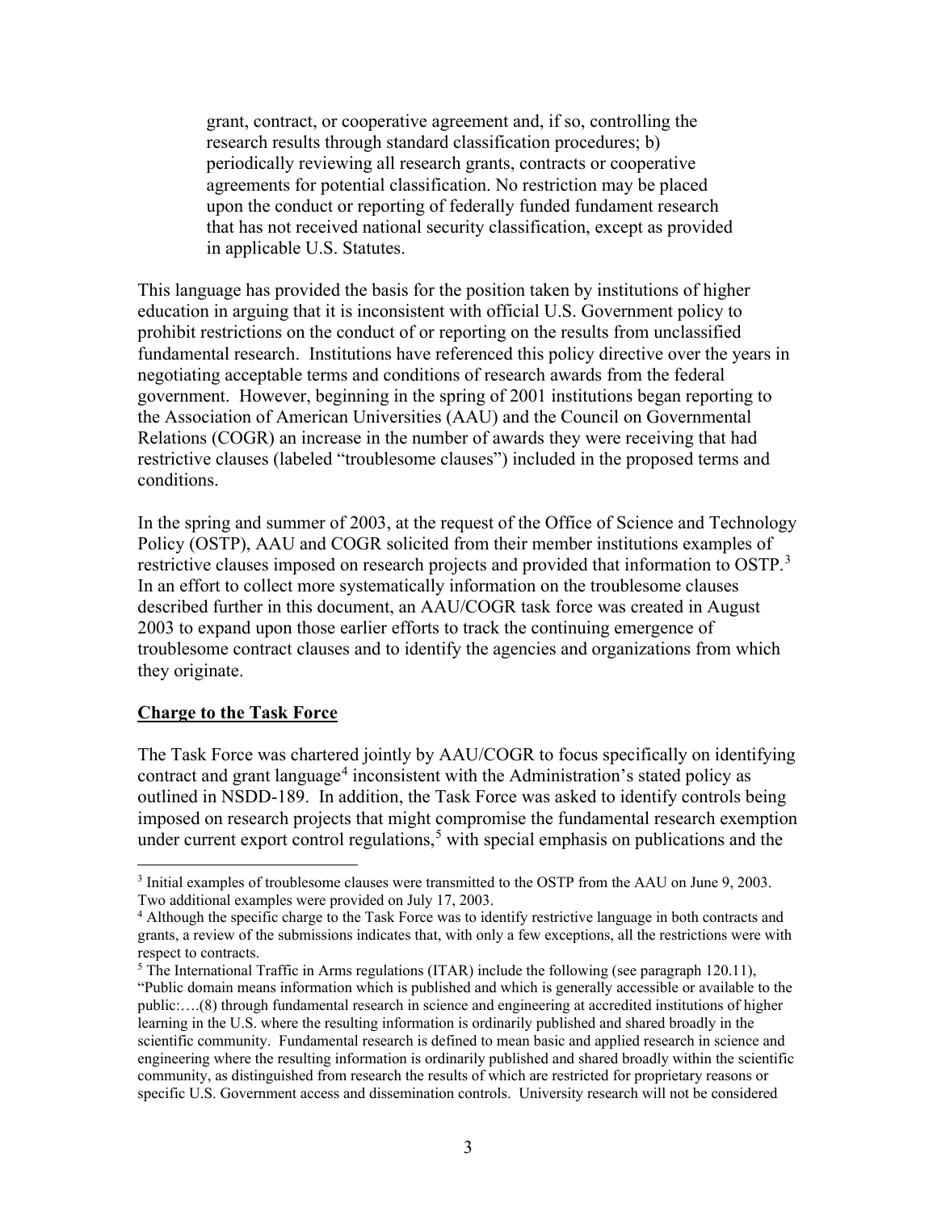grant, contract, or cooperative agreement and, if so, controlling the research results through standard classification procedures; b) periodically reviewing all research grants, contracts or cooperative agreements for potential classification. No restriction may be placed upon the conduct or reporting of federally funded fundament research that has not received national security classification, except as provided in applicable U.S. Statutes.

This language has provided the basis for the position taken by institutions of higher education in arguing that it is inconsistent with official U.S. Government policy to prohibit restrictions on the conduct of or reporting on the results from unclassified fundamental research. Institutions have referenced this policy directive over the years in negotiating acceptable terms and conditions of research awards from the federal government. However, beginning in the spring of 2001 institutions began reporting to the Association of American Universities (AAU) and the Council on Governmental Relations (COGR) an increase in the number of awards they were receiving that had restrictive clauses (labeled "troublesome clauses") included in the proposed terms and conditions.

In the spring and summer of 2003, at the request of the Office of Science and Technology Policy (OSTP), AAU and COGR solicited from their member institutions examples of restrictive clauses imposed on research projects and provided that information to OSTP.[3] In an effort to collect more systematically information on the troublesome clauses described further in this document, an AAU/COGR task force was created in August 2003 to expand upon those earlier efforts to track the continuing emergence of troublesome contract clauses and to identify the agencies and organizations from which they originate.

**Charge to the Task Force**

The Task Force was chartered jointly by AAU/COGR to focus specifically on identifying contract and grant language[4] inconsistent with the Administration's stated policy as outlined in NSDD-189. In addition, the Task Force was asked to identify controls being imposed on research projects that might compromise the fundamental research exemption under current export control regulations,[5] with special emphasis on publications and the

---

[3] Initial examples of troublesome clauses were transmitted to the OSTP from the AAU on June 9, 2003. Two additional examples were provided on July 17, 2003.

[4] Although the specific charge to the Task Force was to identify restrictive language in both contracts and grants, a review of the submissions indicates that, with only a few exceptions, all the restrictions were with respect to contracts.

[5] The International Traffic in Arms regulations (ITAR) include the following (see paragraph 120.11), "Public domain means information which is published and which is generally accessible or available to the public:….(8) through fundamental research in science and engineering at accredited institutions of higher learning in the U.S. where the resulting information is ordinarily published and shared broadly in the scientific community. Fundamental research is defined to mean basic and applied research in science and engineering where the resulting information is ordinarily published and shared broadly within the scientific community, as distinguished from research the results of which are restricted for proprietary reasons or specific U.S. Government access and dissemination controls. University research will not be considered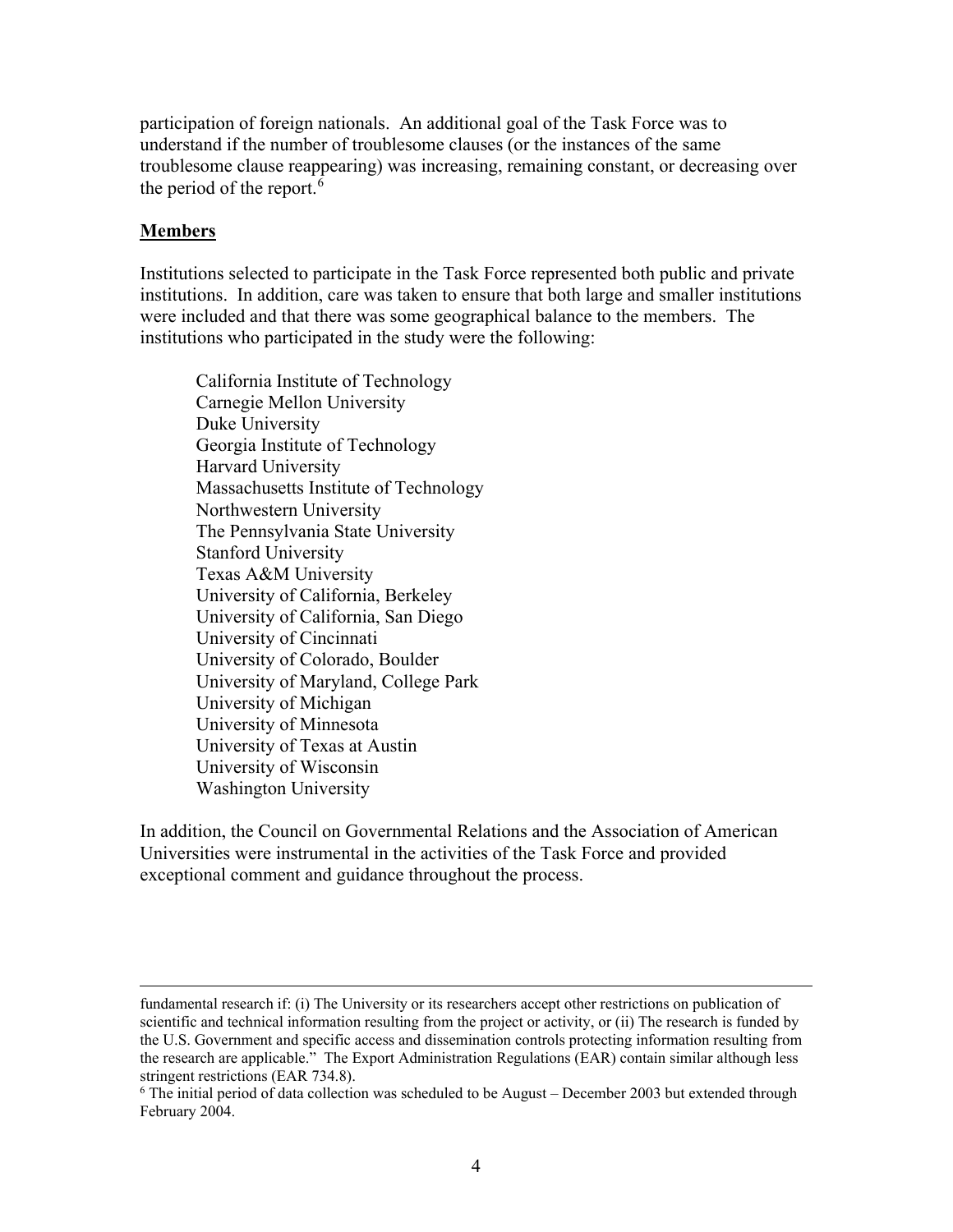participation of foreign nationals. An additional goal of the Task Force was to understand if the number of troublesome clauses (or the instances of the same troublesome clause reappearing) was increasing, remaining constant, or decreasing over the period of the report.[6]

**Members**

Institutions selected to participate in the Task Force represented both public and private institutions. In addition, care was taken to ensure that both large and smaller institutions were included and that there was some geographical balance to the members. The institutions who participated in the study were the following:

- California Institute of Technology
- Carnegie Mellon University
- Duke University
- Georgia Institute of Technology
- Harvard University
- Massachusetts Institute of Technology
- Northwestern University
- The Pennsylvania State University
- Stanford University
- Texas A&M University
- University of California, Berkeley
- University of California, San Diego
- University of Cincinnati
- University of Colorado, Boulder
- University of Maryland, College Park
- University of Michigan
- University of Minnesota
- University of Texas at Austin
- University of Wisconsin
- Washington University

In addition, the Council on Governmental Relations and the Association of American Universities were instrumental in the activities of the Task Force and provided exceptional comment and guidance throughout the process.

---

fundamental research if: (i) The University or its researchers accept other restrictions on publication of scientific and technical information resulting from the project or activity, or (ii) The research is funded by the U.S. Government and specific access and dissemination controls protecting information resulting from the research are applicable." The Export Administration Regulations (EAR) contain similar although less stringent restrictions (EAR 734.8).

[6] The initial period of data collection was scheduled to be August – December 2003 but extended through February 2004.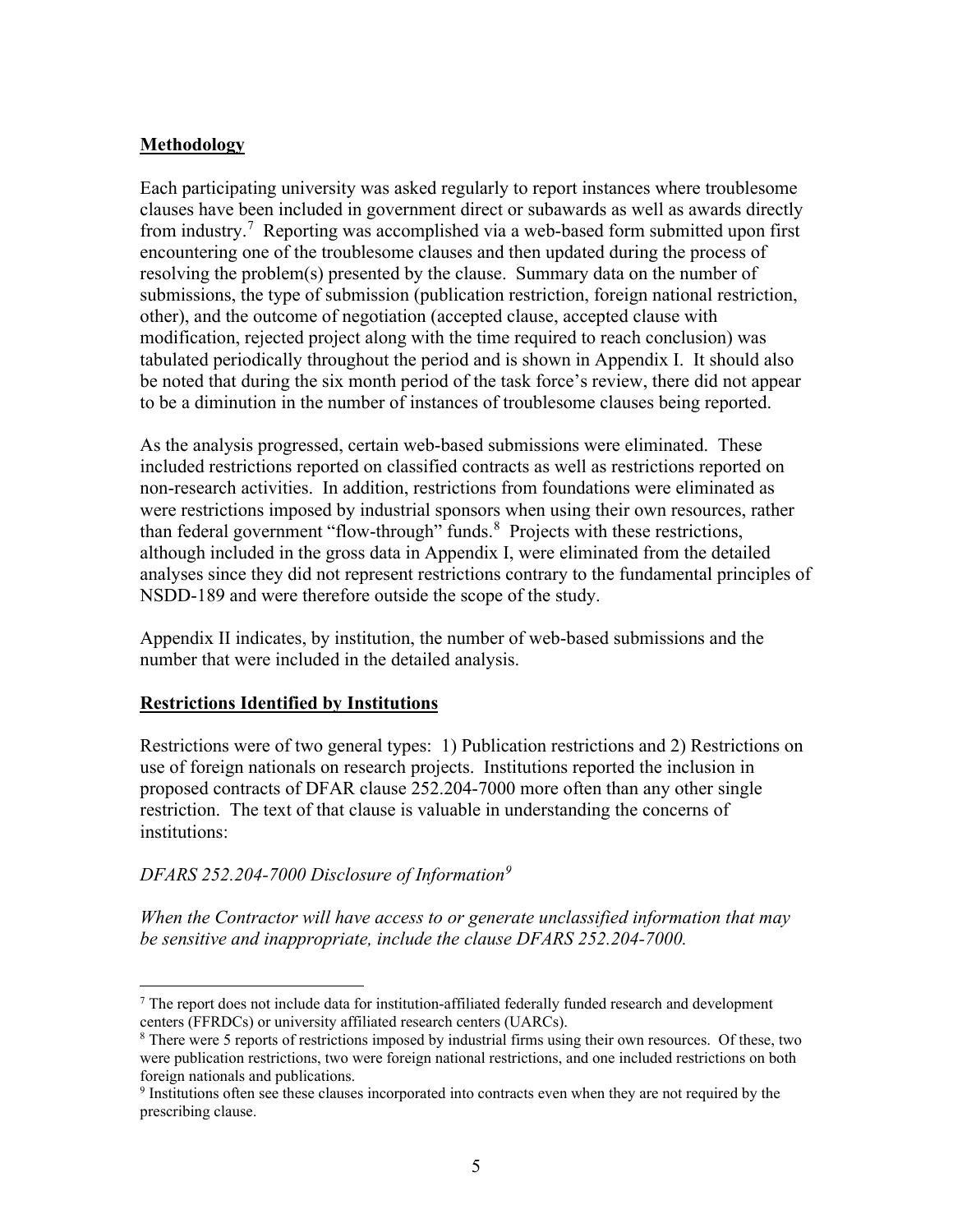## Methodology

Each participating university was asked regularly to report instances where troublesome clauses have been included in government direct or subawards as well as awards directly from industry.[7] Reporting was accomplished via a web-based form submitted upon first encountering one of the troublesome clauses and then updated during the process of resolving the problem(s) presented by the clause. Summary data on the number of submissions, the type of submission (publication restriction, foreign national restriction, other), and the outcome of negotiation (accepted clause, accepted clause with modification, rejected project along with the time required to reach conclusion) was tabulated periodically throughout the period and is shown in Appendix I. It should also be noted that during the six month period of the task force's review, there did not appear to be a diminution in the number of instances of troublesome clauses being reported.

As the analysis progressed, certain web-based submissions were eliminated. These included restrictions reported on classified contracts as well as restrictions reported on non-research activities. In addition, restrictions from foundations were eliminated as were restrictions imposed by industrial sponsors when using their own resources, rather than federal government "flow-through" funds.[8] Projects with these restrictions, although included in the gross data in Appendix I, were eliminated from the detailed analyses since they did not represent restrictions contrary to the fundamental principles of NSDD-189 and were therefore outside the scope of the study.

Appendix II indicates, by institution, the number of web-based submissions and the number that were included in the detailed analysis.

## Restrictions Identified by Institutions

Restrictions were of two general types: 1) Publication restrictions and 2) Restrictions on use of foreign nationals on research projects. Institutions reported the inclusion in proposed contracts of DFAR clause 252.204-7000 more often than any other single restriction. The text of that clause is valuable in understanding the concerns of institutions:

*DFARS 252.204-7000 Disclosure of Information*[9]

*When the Contractor will have access to or generate unclassified information that may be sensitive and inappropriate, include the clause DFARS 252.204-7000.*

---

[7] The report does not include data for institution-affiliated federally funded research and development centers (FFRDCs) or university affiliated research centers (UARCs).

[8] There were 5 reports of restrictions imposed by industrial firms using their own resources. Of these, two were publication restrictions, two were foreign national restrictions, and one included restrictions on both foreign nationals and publications.

[9] Institutions often see these clauses incorporated into contracts even when they are not required by the prescribing clause.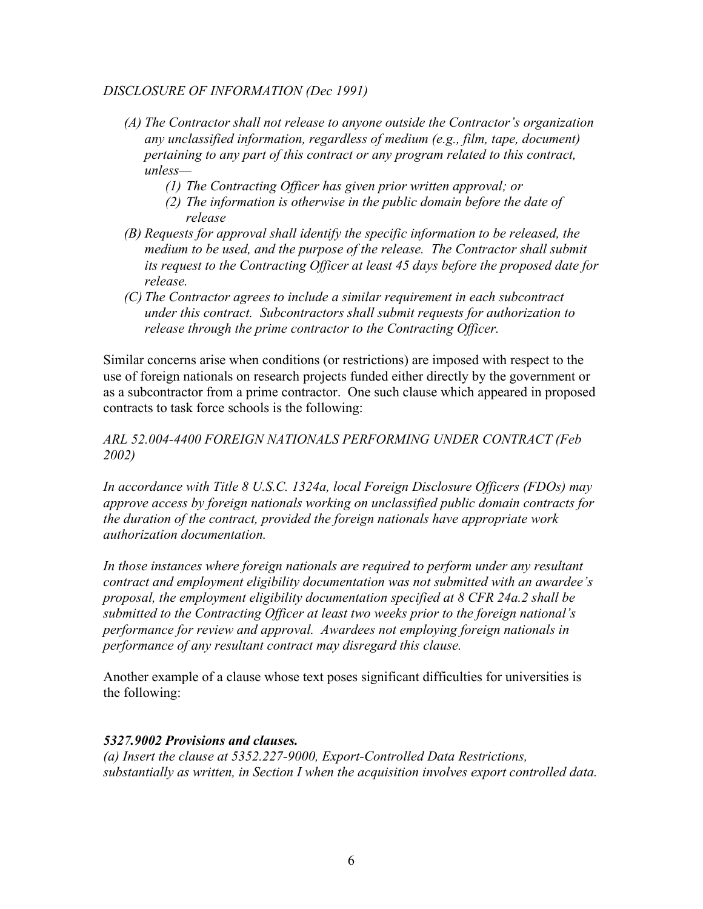*DISCLOSURE OF INFORMATION (Dec 1991)*

- *(A) The Contractor shall not release to anyone outside the Contractor's organization any unclassified information, regardless of medium (e.g., film, tape, document) pertaining to any part of this contract or any program related to this contract, unless—*
  - *(1) The Contracting Officer has given prior written approval; or*
  - *(2) The information is otherwise in the public domain before the date of release*
- *(B) Requests for approval shall identify the specific information to be released, the medium to be used, and the purpose of the release. The Contractor shall submit its request to the Contracting Officer at least 45 days before the proposed date for release.*
- *(C) The Contractor agrees to include a similar requirement in each subcontract under this contract. Subcontractors shall submit requests for authorization to release through the prime contractor to the Contracting Officer.*

Similar concerns arise when conditions (or restrictions) are imposed with respect to the use of foreign nationals on research projects funded either directly by the government or as a subcontractor from a prime contractor. One such clause which appeared in proposed contracts to task force schools is the following:

*ARL 52.004-4400 FOREIGN NATIONALS PERFORMING UNDER CONTRACT (Feb 2002)*

*In accordance with Title 8 U.S.C. 1324a, local Foreign Disclosure Officers (FDOs) may approve access by foreign nationals working on unclassified public domain contracts for the duration of the contract, provided the foreign nationals have appropriate work authorization documentation.*

*In those instances where foreign nationals are required to perform under any resultant contract and employment eligibility documentation was not submitted with an awardee's proposal, the employment eligibility documentation specified at 8 CFR 24a.2 shall be submitted to the Contracting Officer at least two weeks prior to the foreign national's performance for review and approval. Awardees not employing foreign nationals in performance of any resultant contract may disregard this clause.*

Another example of a clause whose text poses significant difficulties for universities is the following:

***5327.9002 Provisions and clauses.***
*(a) Insert the clause at 5352.227-9000, Export-Controlled Data Restrictions, substantially as written, in Section I when the acquisition involves export controlled data.*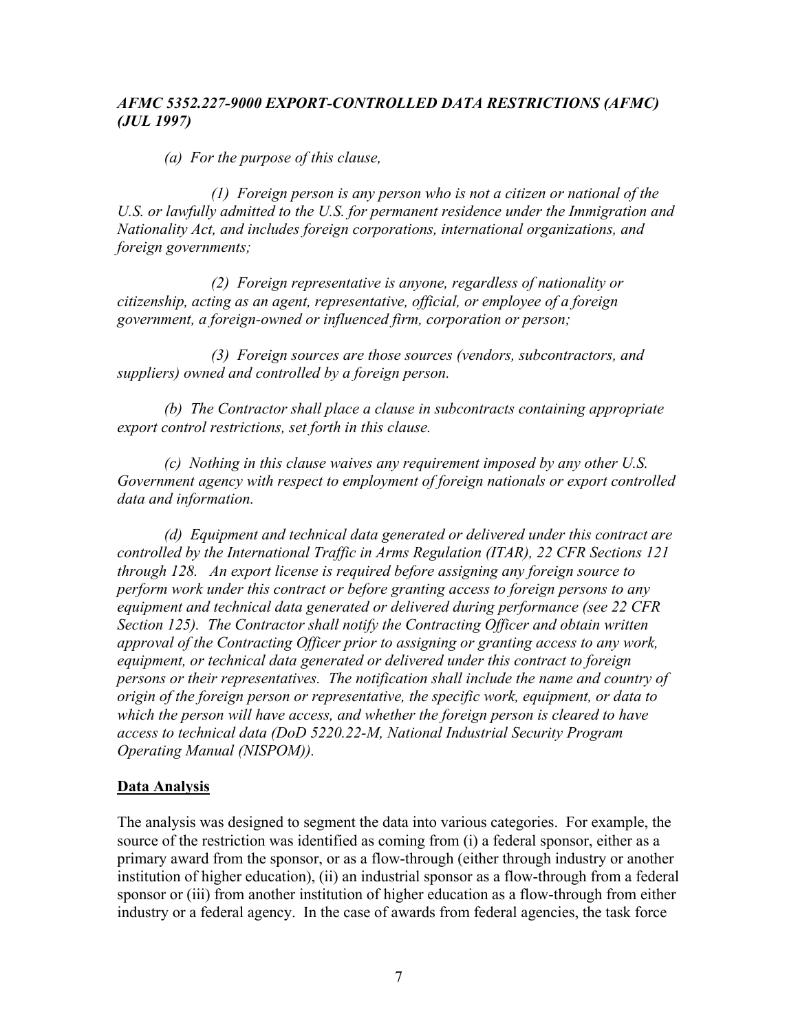***AFMC 5352.227-9000 EXPORT-CONTROLLED DATA RESTRICTIONS (AFMC) (JUL 1997)***

*(a) For the purpose of this clause,*

*(1) Foreign person is any person who is not a citizen or national of the U.S. or lawfully admitted to the U.S. for permanent residence under the Immigration and Nationality Act, and includes foreign corporations, international organizations, and foreign governments;*

*(2) Foreign representative is anyone, regardless of nationality or citizenship, acting as an agent, representative, official, or employee of a foreign government, a foreign-owned or influenced firm, corporation or person;*

*(3) Foreign sources are those sources (vendors, subcontractors, and suppliers) owned and controlled by a foreign person.*

*(b) The Contractor shall place a clause in subcontracts containing appropriate export control restrictions, set forth in this clause.*

*(c) Nothing in this clause waives any requirement imposed by any other U.S. Government agency with respect to employment of foreign nationals or export controlled data and information.*

*(d) Equipment and technical data generated or delivered under this contract are controlled by the International Traffic in Arms Regulation (ITAR), 22 CFR Sections 121 through 128. An export license is required before assigning any foreign source to perform work under this contract or before granting access to foreign persons to any equipment and technical data generated or delivered during performance (see 22 CFR Section 125). The Contractor shall notify the Contracting Officer and obtain written approval of the Contracting Officer prior to assigning or granting access to any work, equipment, or technical data generated or delivered under this contract to foreign persons or their representatives. The notification shall include the name and country of origin of the foreign person or representative, the specific work, equipment, or data to which the person will have access, and whether the foreign person is cleared to have access to technical data (DoD 5220.22-M, National Industrial Security Program Operating Manual (NISPOM)).*

**<u>Data Analysis</u>**

The analysis was designed to segment the data into various categories. For example, the source of the restriction was identified as coming from (i) a federal sponsor, either as a primary award from the sponsor, or as a flow-through (either through industry or another institution of higher education), (ii) an industrial sponsor as a flow-through from a federal sponsor or (iii) from another institution of higher education as a flow-through from either industry or a federal agency. In the case of awards from federal agencies, the task force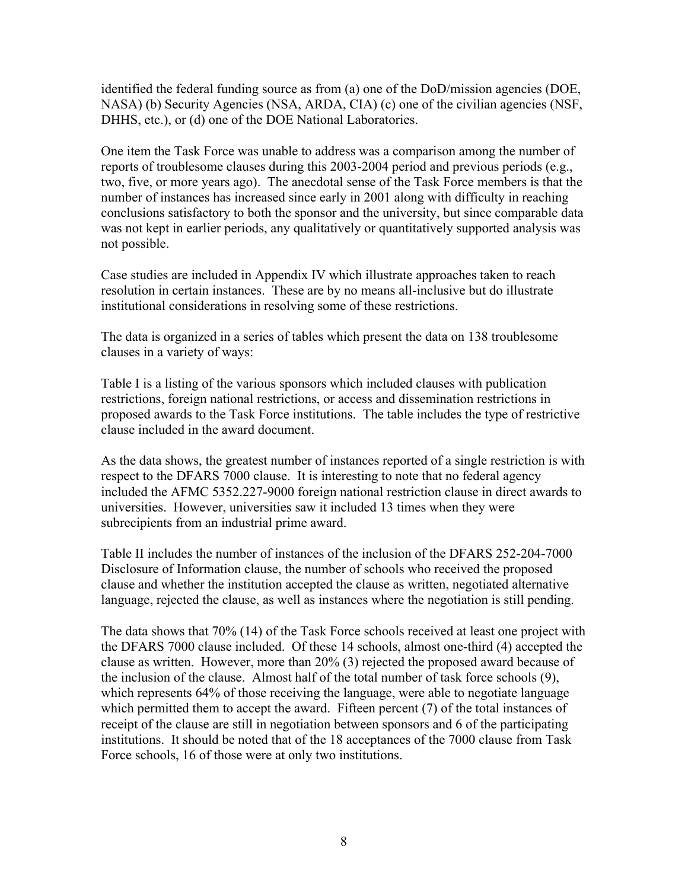identified the federal funding source as from (a) one of the DoD/mission agencies (DOE, NASA) (b) Security Agencies (NSA, ARDA, CIA) (c) one of the civilian agencies (NSF, DHHS, etc.), or (d) one of the DOE National Laboratories.

One item the Task Force was unable to address was a comparison among the number of reports of troublesome clauses during this 2003-2004 period and previous periods (e.g., two, five, or more years ago). The anecdotal sense of the Task Force members is that the number of instances has increased since early in 2001 along with difficulty in reaching conclusions satisfactory to both the sponsor and the university, but since comparable data was not kept in earlier periods, any qualitatively or quantitatively supported analysis was not possible.

Case studies are included in Appendix IV which illustrate approaches taken to reach resolution in certain instances. These are by no means all-inclusive but do illustrate institutional considerations in resolving some of these restrictions.

The data is organized in a series of tables which present the data on 138 troublesome clauses in a variety of ways:

Table I is a listing of the various sponsors which included clauses with publication restrictions, foreign national restrictions, or access and dissemination restrictions in proposed awards to the Task Force institutions. The table includes the type of restrictive clause included in the award document.

As the data shows, the greatest number of instances reported of a single restriction is with respect to the DFARS 7000 clause. It is interesting to note that no federal agency included the AFMC 5352.227-9000 foreign national restriction clause in direct awards to universities. However, universities saw it included 13 times when they were subrecipients from an industrial prime award.

Table II includes the number of instances of the inclusion of the DFARS 252-204-7000 Disclosure of Information clause, the number of schools who received the proposed clause and whether the institution accepted the clause as written, negotiated alternative language, rejected the clause, as well as instances where the negotiation is still pending.

The data shows that 70% (14) of the Task Force schools received at least one project with the DFARS 7000 clause included. Of these 14 schools, almost one-third (4) accepted the clause as written. However, more than 20% (3) rejected the proposed award because of the inclusion of the clause. Almost half of the total number of task force schools (9), which represents 64% of those receiving the language, were able to negotiate language which permitted them to accept the award. Fifteen percent (7) of the total instances of receipt of the clause are still in negotiation between sponsors and 6 of the participating institutions. It should be noted that of the 18 acceptances of the 7000 clause from Task Force schools, 16 of those were at only two institutions.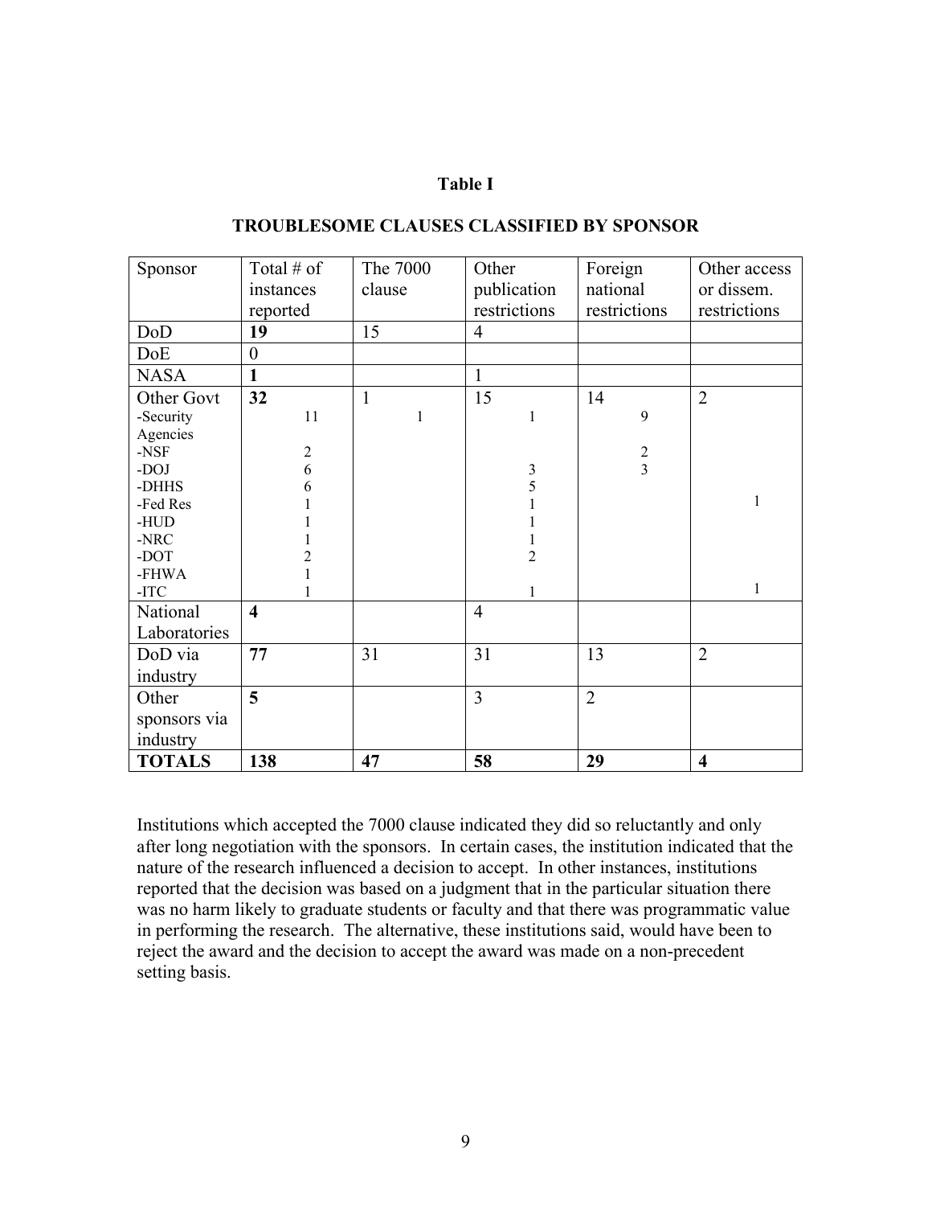**Table I**

**TROUBLESOME CLAUSES CLASSIFIED BY SPONSOR**

| Sponsor | Total # of instances reported | The 7000 clause | Other publication restrictions | Foreign national restrictions | Other access or dissem. restrictions |
|---|---|---|---|---|---|
| DoD | **19** | 15 | 4 | | |
| DoE | 0 | | | | |
| NASA | **1** | | 1 | | |
| Other Govt | **32** | 1 | 15 | 14 | 2 |
| -Security Agencies | 11 | 1 | 1 | 9 | |
| -NSF | 2 | | | 2 | |
| -DOJ | 6 | | 3 | 3 | |
| -DHHS | 6 | | 5 | | |
| -Fed Res | 1 | | 1 | | 1 |
| -HUD | 1 | | 1 | | |
| -NRC | 1 | | 1 | | |
| -DOT | 2 | | 2 | | |
| -FHWA | 1 | | | | |
| -ITC | 1 | | 1 | | 1 |
| National Laboratories | **4** | | 4 | | |
| DoD via industry | **77** | 31 | 31 | 13 | 2 |
| Other sponsors via industry | **5** | | 3 | 2 | |
| **TOTALS** | **138** | **47** | **58** | **29** | **4** |

Institutions which accepted the 7000 clause indicated they did so reluctantly and only after long negotiation with the sponsors. In certain cases, the institution indicated that the nature of the research influenced a decision to accept. In other instances, institutions reported that the decision was based on a judgment that in the particular situation there was no harm likely to graduate students or faculty and that there was programmatic value in performing the research. The alternative, these institutions said, would have been to reject the award and the decision to accept the award was made on a non-precedent setting basis.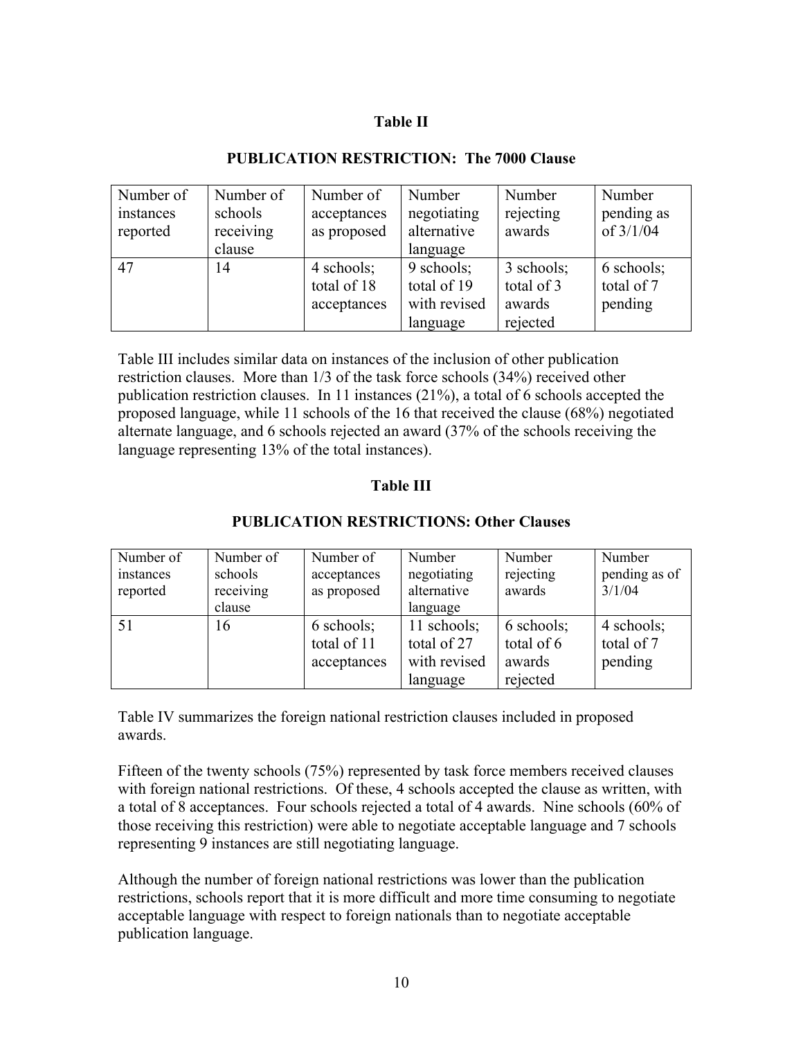**Table II**

**PUBLICATION RESTRICTION: The 7000 Clause**

| Number of instances reported | Number of schools receiving clause | Number of acceptances as proposed | Number negotiating alternative language | Number rejecting awards | Number pending as of 3/1/04 |
|---|---|---|---|---|---|
| 47 | 14 | 4 schools; total of 18 acceptances | 9 schools; total of 19 with revised language | 3 schools; total of 3 awards rejected | 6 schools; total of 7 pending |

Table III includes similar data on instances of the inclusion of other publication restriction clauses. More than 1/3 of the task force schools (34%) received other publication restriction clauses. In 11 instances (21%), a total of 6 schools accepted the proposed language, while 11 schools of the 16 that received the clause (68%) negotiated alternate language, and 6 schools rejected an award (37% of the schools receiving the language representing 13% of the total instances).

**Table III**

**PUBLICATION RESTRICTIONS: Other Clauses**

| Number of instances reported | Number of schools receiving clause | Number of acceptances as proposed | Number negotiating alternative language | Number rejecting awards | Number pending as of 3/1/04 |
|---|---|---|---|---|---|
| 51 | 16 | 6 schools; total of 11 acceptances | 11 schools; total of 27 with revised language | 6 schools; total of 6 awards rejected | 4 schools; total of 7 pending |

Table IV summarizes the foreign national restriction clauses included in proposed awards.

Fifteen of the twenty schools (75%) represented by task force members received clauses with foreign national restrictions. Of these, 4 schools accepted the clause as written, with a total of 8 acceptances. Four schools rejected a total of 4 awards. Nine schools (60% of those receiving this restriction) were able to negotiate acceptable language and 7 schools representing 9 instances are still negotiating language.

Although the number of foreign national restrictions was lower than the publication restrictions, schools report that it is more difficult and more time consuming to negotiate acceptable language with respect to foreign nationals than to negotiate acceptable publication language.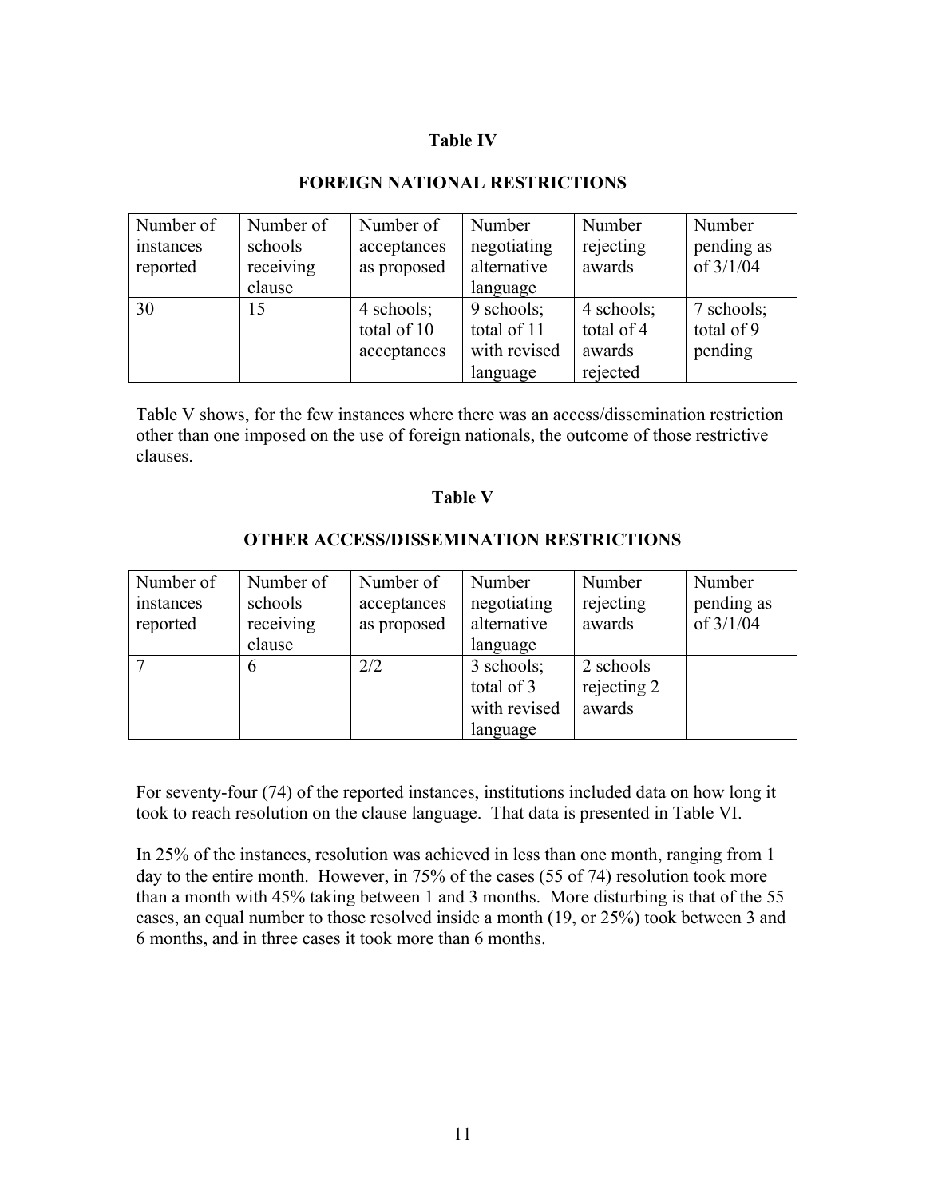**Table IV**

**FOREIGN NATIONAL RESTRICTIONS**

| Number of instances reported | Number of schools receiving clause | Number of acceptances as proposed | Number negotiating alternative language | Number rejecting awards | Number pending as of 3/1/04 |
|---|---|---|---|---|---|
| 30 | 15 | 4 schools; total of 10 acceptances | 9 schools; total of 11 with revised language | 4 schools; total of 4 awards rejected | 7 schools; total of 9 pending |

Table V shows, for the few instances where there was an access/dissemination restriction other than one imposed on the use of foreign nationals, the outcome of those restrictive clauses.

**Table V**

**OTHER ACCESS/DISSEMINATION RESTRICTIONS**

| Number of instances reported | Number of schools receiving clause | Number of acceptances as proposed | Number negotiating alternative language | Number rejecting awards | Number pending as of 3/1/04 |
|---|---|---|---|---|---|
| 7 | 6 | 2/2 | 3 schools; total of 3 with revised language | 2 schools rejecting 2 awards | |

For seventy-four (74) of the reported instances, institutions included data on how long it took to reach resolution on the clause language. That data is presented in Table VI.

In 25% of the instances, resolution was achieved in less than one month, ranging from 1 day to the entire month. However, in 75% of the cases (55 of 74) resolution took more than a month with 45% taking between 1 and 3 months. More disturbing is that of the 55 cases, an equal number to those resolved inside a month (19, or 25%) took between 3 and 6 months, and in three cases it took more than 6 months.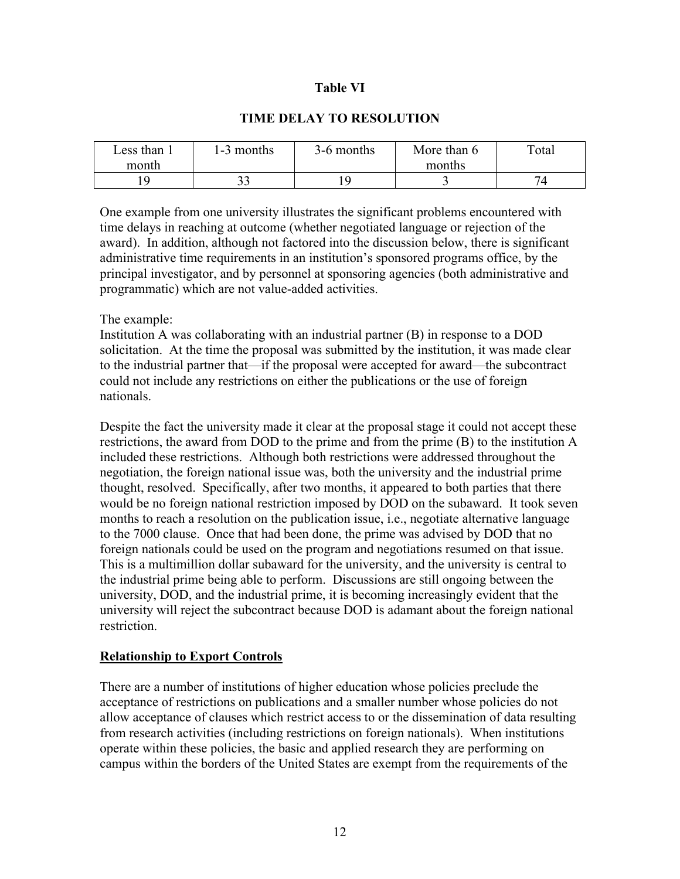**Table VI**

**TIME DELAY TO RESOLUTION**

| Less than 1 month | 1-3 months | 3-6 months | More than 6 months | Total |
|---|---|---|---|---|
| 19 | 33 | 19 | 3 | 74 |

One example from one university illustrates the significant problems encountered with time delays in reaching at outcome (whether negotiated language or rejection of the award). In addition, although not factored into the discussion below, there is significant administrative time requirements in an institution's sponsored programs office, by the principal investigator, and by personnel at sponsoring agencies (both administrative and programmatic) which are not value-added activities.

The example:
Institution A was collaborating with an industrial partner (B) in response to a DOD solicitation. At the time the proposal was submitted by the institution, it was made clear to the industrial partner that—if the proposal were accepted for award—the subcontract could not include any restrictions on either the publications or the use of foreign nationals.

Despite the fact the university made it clear at the proposal stage it could not accept these restrictions, the award from DOD to the prime and from the prime (B) to the institution A included these restrictions. Although both restrictions were addressed throughout the negotiation, the foreign national issue was, both the university and the industrial prime thought, resolved. Specifically, after two months, it appeared to both parties that there would be no foreign national restriction imposed by DOD on the subaward. It took seven months to reach a resolution on the publication issue, i.e., negotiate alternative language to the 7000 clause. Once that had been done, the prime was advised by DOD that no foreign nationals could be used on the program and negotiations resumed on that issue. This is a multimillion dollar subaward for the university, and the university is central to the industrial prime being able to perform. Discussions are still ongoing between the university, DOD, and the industrial prime, it is becoming increasingly evident that the university will reject the subcontract because DOD is adamant about the foreign national restriction.

**Relationship to Export Controls**

There are a number of institutions of higher education whose policies preclude the acceptance of restrictions on publications and a smaller number whose policies do not allow acceptance of clauses which restrict access to or the dissemination of data resulting from research activities (including restrictions on foreign nationals). When institutions operate within these policies, the basic and applied research they are performing on campus within the borders of the United States are exempt from the requirements of the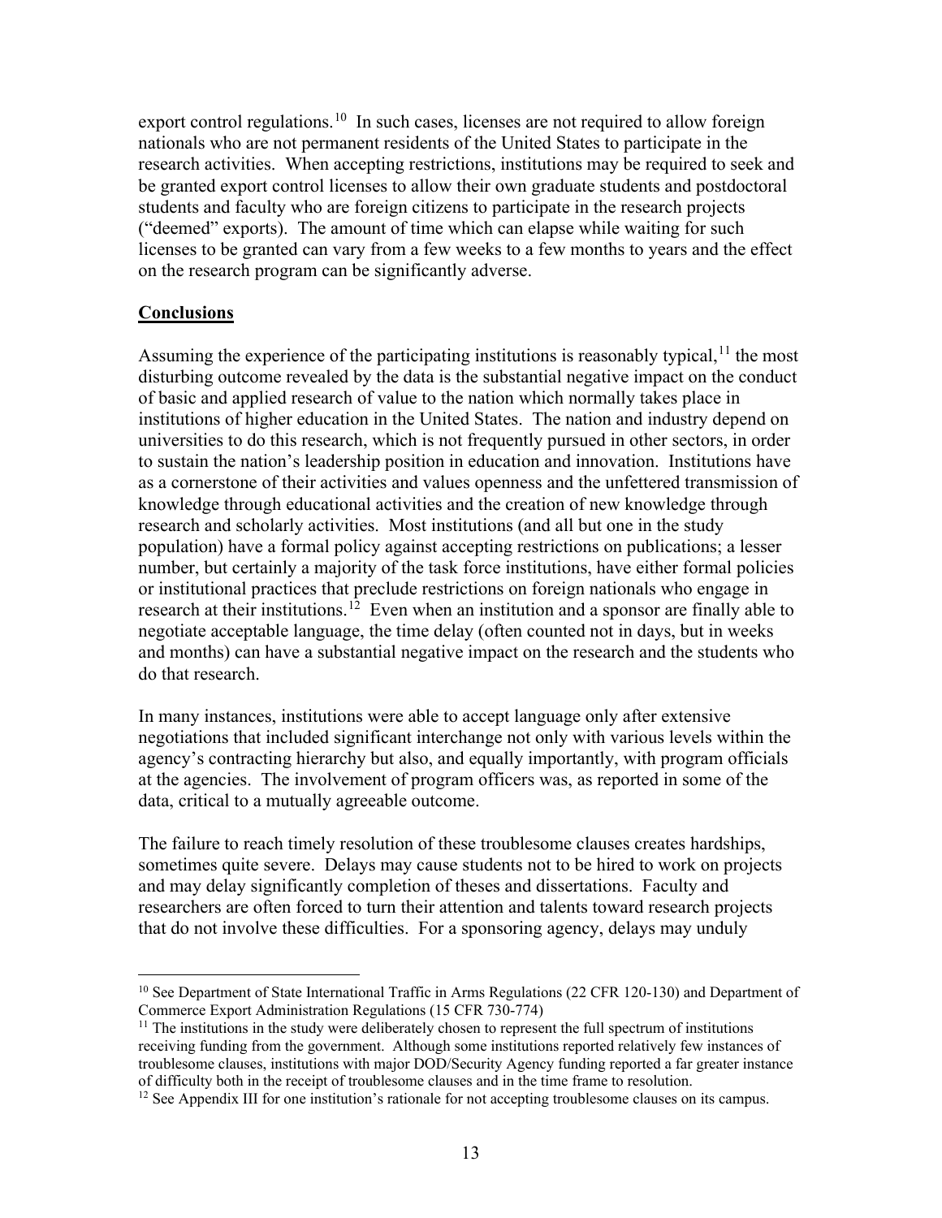export control regulations.[10] In such cases, licenses are not required to allow foreign nationals who are not permanent residents of the United States to participate in the research activities. When accepting restrictions, institutions may be required to seek and be granted export control licenses to allow their own graduate students and postdoctoral students and faculty who are foreign citizens to participate in the research projects ("deemed" exports). The amount of time which can elapse while waiting for such licenses to be granted can vary from a few weeks to a few months to years and the effect on the research program can be significantly adverse.

## **Conclusions**

Assuming the experience of the participating institutions is reasonably typical,[11] the most disturbing outcome revealed by the data is the substantial negative impact on the conduct of basic and applied research of value to the nation which normally takes place in institutions of higher education in the United States. The nation and industry depend on universities to do this research, which is not frequently pursued in other sectors, in order to sustain the nation's leadership position in education and innovation. Institutions have as a cornerstone of their activities and values openness and the unfettered transmission of knowledge through educational activities and the creation of new knowledge through research and scholarly activities. Most institutions (and all but one in the study population) have a formal policy against accepting restrictions on publications; a lesser number, but certainly a majority of the task force institutions, have either formal policies or institutional practices that preclude restrictions on foreign nationals who engage in research at their institutions.[12] Even when an institution and a sponsor are finally able to negotiate acceptable language, the time delay (often counted not in days, but in weeks and months) can have a substantial negative impact on the research and the students who do that research.

In many instances, institutions were able to accept language only after extensive negotiations that included significant interchange not only with various levels within the agency's contracting hierarchy but also, and equally importantly, with program officials at the agencies. The involvement of program officers was, as reported in some of the data, critical to a mutually agreeable outcome.

The failure to reach timely resolution of these troublesome clauses creates hardships, sometimes quite severe. Delays may cause students not to be hired to work on projects and may delay significantly completion of theses and dissertations. Faculty and researchers are often forced to turn their attention and talents toward research projects that do not involve these difficulties. For a sponsoring agency, delays may unduly

---

[10] See Department of State International Traffic in Arms Regulations (22 CFR 120-130) and Department of Commerce Export Administration Regulations (15 CFR 730-774)

[11] The institutions in the study were deliberately chosen to represent the full spectrum of institutions receiving funding from the government. Although some institutions reported relatively few instances of troublesome clauses, institutions with major DOD/Security Agency funding reported a far greater instance of difficulty both in the receipt of troublesome clauses and in the time frame to resolution.

[12] See Appendix III for one institution's rationale for not accepting troublesome clauses on its campus.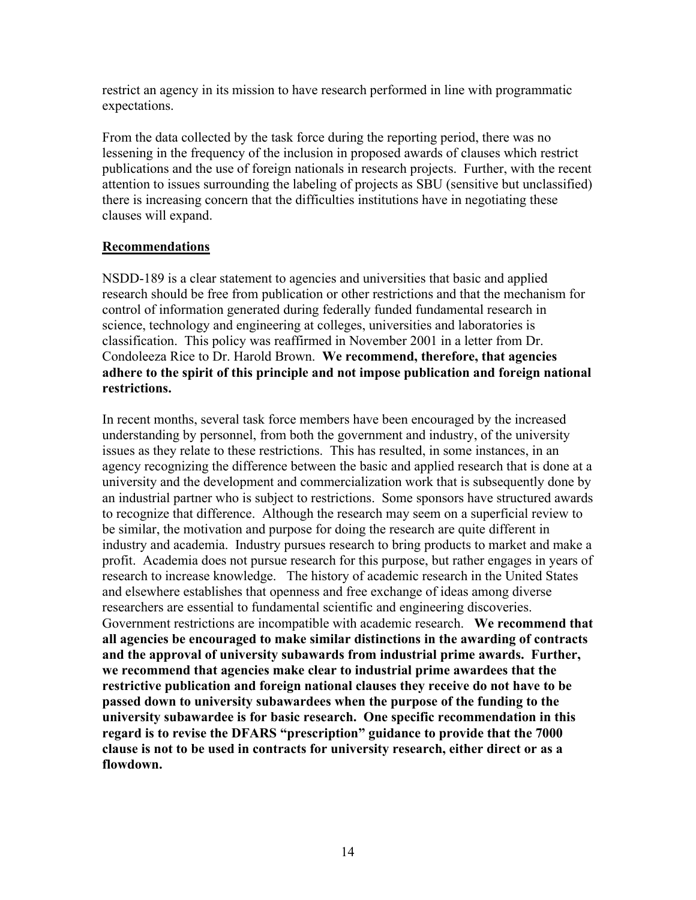restrict an agency in its mission to have research performed in line with programmatic expectations.

From the data collected by the task force during the reporting period, there was no lessening in the frequency of the inclusion in proposed awards of clauses which restrict publications and the use of foreign nationals in research projects. Further, with the recent attention to issues surrounding the labeling of projects as SBU (sensitive but unclassified) there is increasing concern that the difficulties institutions have in negotiating these clauses will expand.

## Recommendations

NSDD-189 is a clear statement to agencies and universities that basic and applied research should be free from publication or other restrictions and that the mechanism for control of information generated during federally funded fundamental research in science, technology and engineering at colleges, universities and laboratories is classification. This policy was reaffirmed in November 2001 in a letter from Dr. Condoleeza Rice to Dr. Harold Brown. **We recommend, therefore, that agencies adhere to the spirit of this principle and not impose publication and foreign national restrictions.**

In recent months, several task force members have been encouraged by the increased understanding by personnel, from both the government and industry, of the university issues as they relate to these restrictions. This has resulted, in some instances, in an agency recognizing the difference between the basic and applied research that is done at a university and the development and commercialization work that is subsequently done by an industrial partner who is subject to restrictions. Some sponsors have structured awards to recognize that difference. Although the research may seem on a superficial review to be similar, the motivation and purpose for doing the research are quite different in industry and academia. Industry pursues research to bring products to market and make a profit. Academia does not pursue research for this purpose, but rather engages in years of research to increase knowledge. The history of academic research in the United States and elsewhere establishes that openness and free exchange of ideas among diverse researchers are essential to fundamental scientific and engineering discoveries. Government restrictions are incompatible with academic research. **We recommend that all agencies be encouraged to make similar distinctions in the awarding of contracts and the approval of university subawards from industrial prime awards. Further, we recommend that agencies make clear to industrial prime awardees that the restrictive publication and foreign national clauses they receive do not have to be passed down to university subawardees when the purpose of the funding to the university subawardee is for basic research. One specific recommendation in this regard is to revise the DFARS "prescription" guidance to provide that the 7000 clause is not to be used in contracts for university research, either direct or as a flowdown.**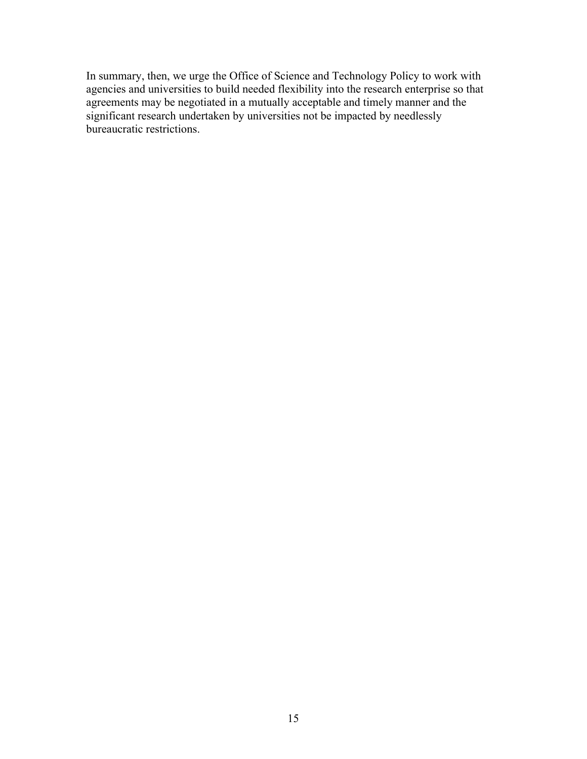In summary, then, we urge the Office of Science and Technology Policy to work with agencies and universities to build needed flexibility into the research enterprise so that agreements may be negotiated in a mutually acceptable and timely manner and the significant research undertaken by universities not be impacted by needlessly bureaucratic restrictions.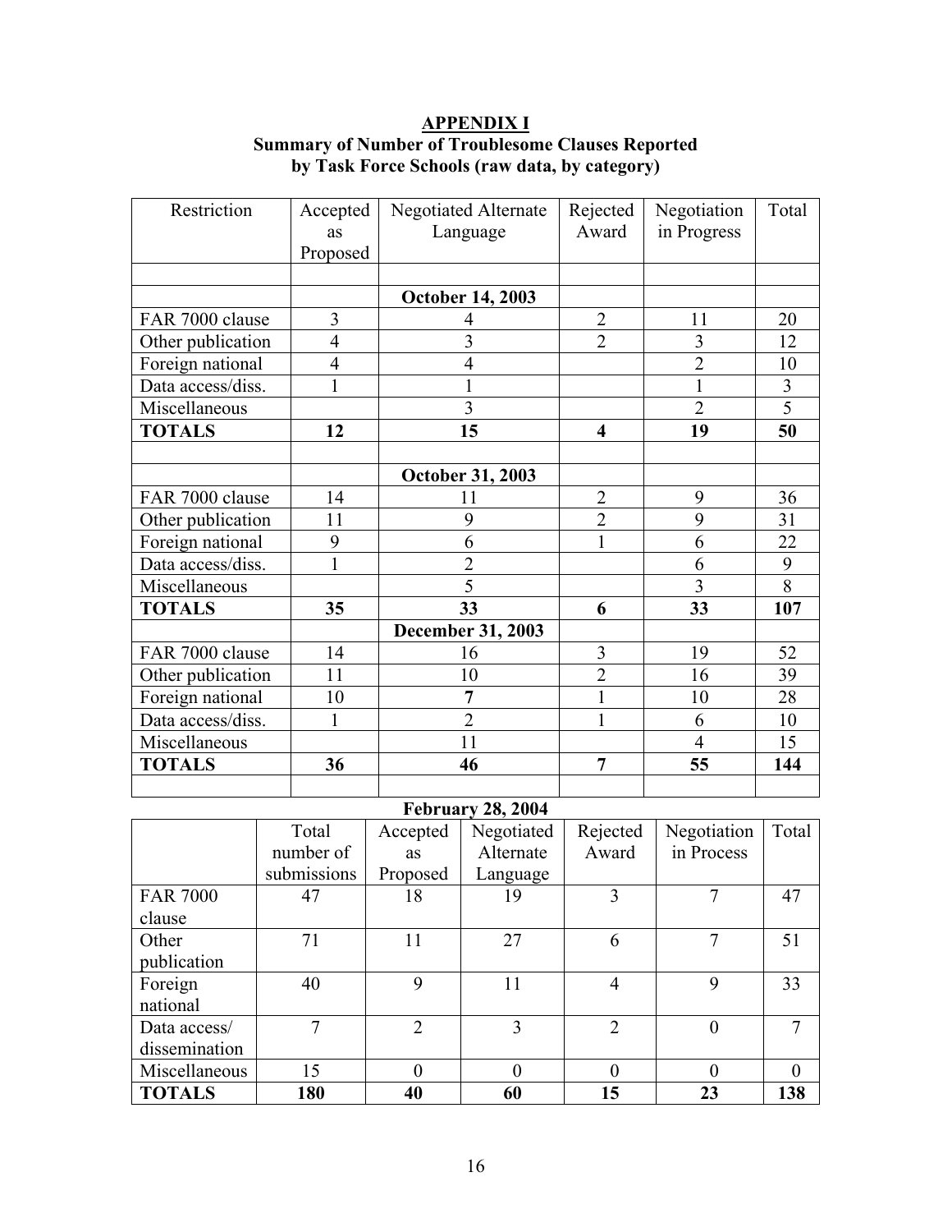# APPENDIX I

## Summary of Number of Troublesome Clauses Reported by Task Force Schools (raw data, by category)

| Restriction | Accepted as Proposed | Negotiated Alternate Language | Rejected Award | Negotiation in Progress | Total |
|---|---|---|---|---|---|
| | | | | | |
| | | **October 14, 2003** | | | |
| FAR 7000 clause | 3 | 4 | 2 | 11 | 20 |
| Other publication | 4 | 3 | 2 | 3 | 12 |
| Foreign national | 4 | 4 | | 2 | 10 |
| Data access/diss. | 1 | 1 | | 1 | 3 |
| Miscellaneous | | 3 | | 2 | 5 |
| **TOTALS** | **12** | **15** | **4** | **19** | **50** |
| | | | | | |
| | | **October 31, 2003** | | | |
| FAR 7000 clause | 14 | 11 | 2 | 9 | 36 |
| Other publication | 11 | 9 | 2 | 9 | 31 |
| Foreign national | 9 | 6 | 1 | 6 | 22 |
| Data access/diss. | 1 | 2 | | 6 | 9 |
| Miscellaneous | | 5 | | 3 | 8 |
| **TOTALS** | **35** | **33** | **6** | **33** | **107** |
| | | **December 31, 2003** | | | |
| FAR 7000 clause | 14 | 16 | 3 | 19 | 52 |
| Other publication | 11 | 10 | 2 | 16 | 39 |
| Foreign national | 10 | **7** | 1 | 10 | 28 |
| Data access/diss. | 1 | 2 | 1 | 6 | 10 |
| Miscellaneous | | 11 | | 4 | 15 |
| **TOTALS** | **36** | **46** | **7** | **55** | **144** |
| | | | | | |

**February 28, 2004**

| | Total number of submissions | Accepted as Proposed | Negotiated Alternate Language | Rejected Award | Negotiation in Process | Total |
|---|---|---|---|---|---|---|
| FAR 7000 clause | 47 | 18 | 19 | 3 | 7 | 47 |
| Other publication | 71 | 11 | 27 | 6 | 7 | 51 |
| Foreign national | 40 | 9 | 11 | 4 | 9 | 33 |
| Data access/ dissemination | 7 | 2 | 3 | 2 | 0 | 7 |
| Miscellaneous | 15 | 0 | 0 | 0 | 0 | 0 |
| **TOTALS** | **180** | **40** | **60** | **15** | **23** | **138** |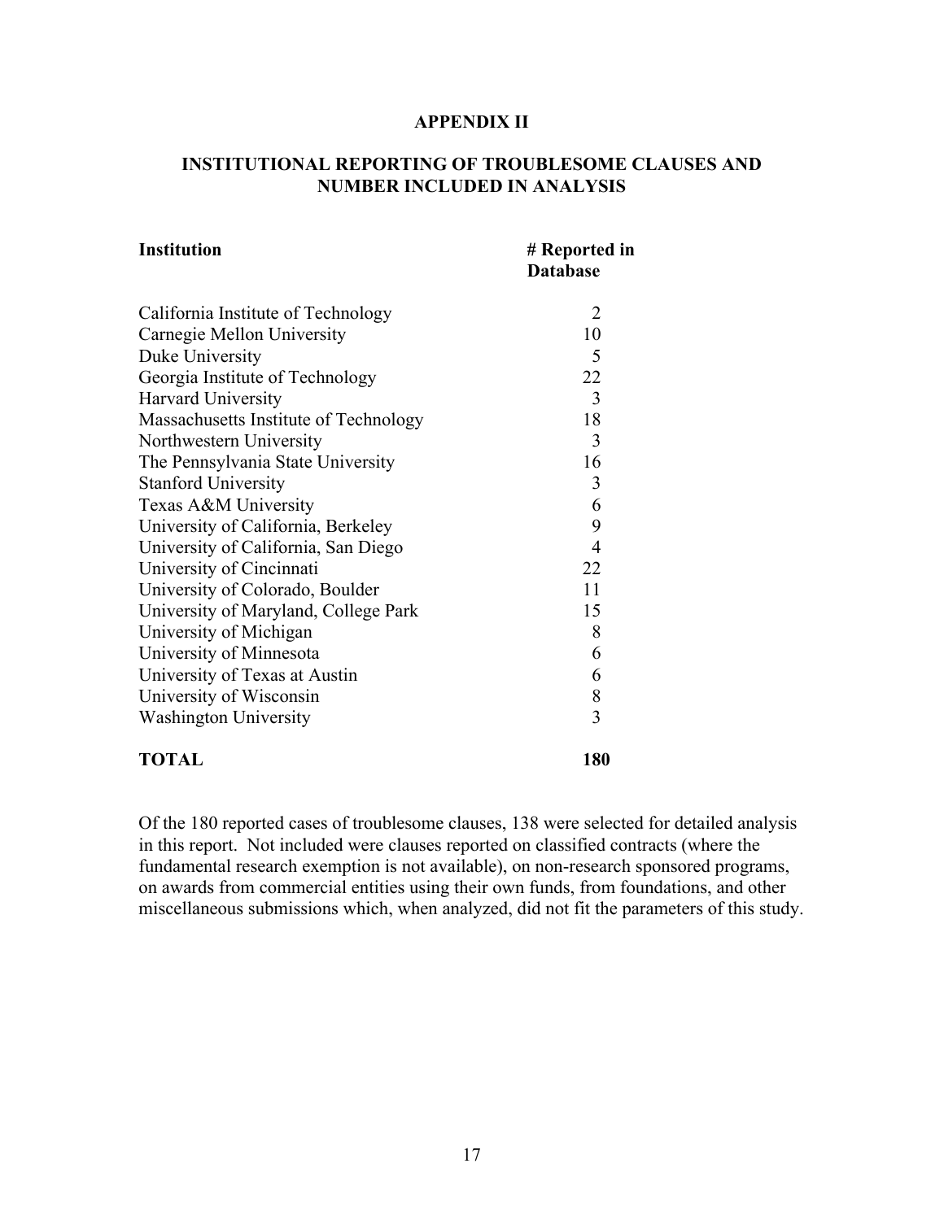# APPENDIX II

## INSTITUTIONAL REPORTING OF TROUBLESOME CLAUSES AND NUMBER INCLUDED IN ANALYSIS

| Institution | # Reported in Database |
|---|---|
| California Institute of Technology | 2 |
| Carnegie Mellon University | 10 |
| Duke University | 5 |
| Georgia Institute of Technology | 22 |
| Harvard University | 3 |
| Massachusetts Institute of Technology | 18 |
| Northwestern University | 3 |
| The Pennsylvania State University | 16 |
| Stanford University | 3 |
| Texas A&M University | 6 |
| University of California, Berkeley | 9 |
| University of California, San Diego | 4 |
| University of Cincinnati | 22 |
| University of Colorado, Boulder | 11 |
| University of Maryland, College Park | 15 |
| University of Michigan | 8 |
| University of Minnesota | 6 |
| University of Texas at Austin | 6 |
| University of Wisconsin | 8 |
| Washington University | 3 |
| **TOTAL** | **180** |

Of the 180 reported cases of troublesome clauses, 138 were selected for detailed analysis in this report. Not included were clauses reported on classified contracts (where the fundamental research exemption is not available), on non-research sponsored programs, on awards from commercial entities using their own funds, from foundations, and other miscellaneous submissions which, when analyzed, did not fit the parameters of this study.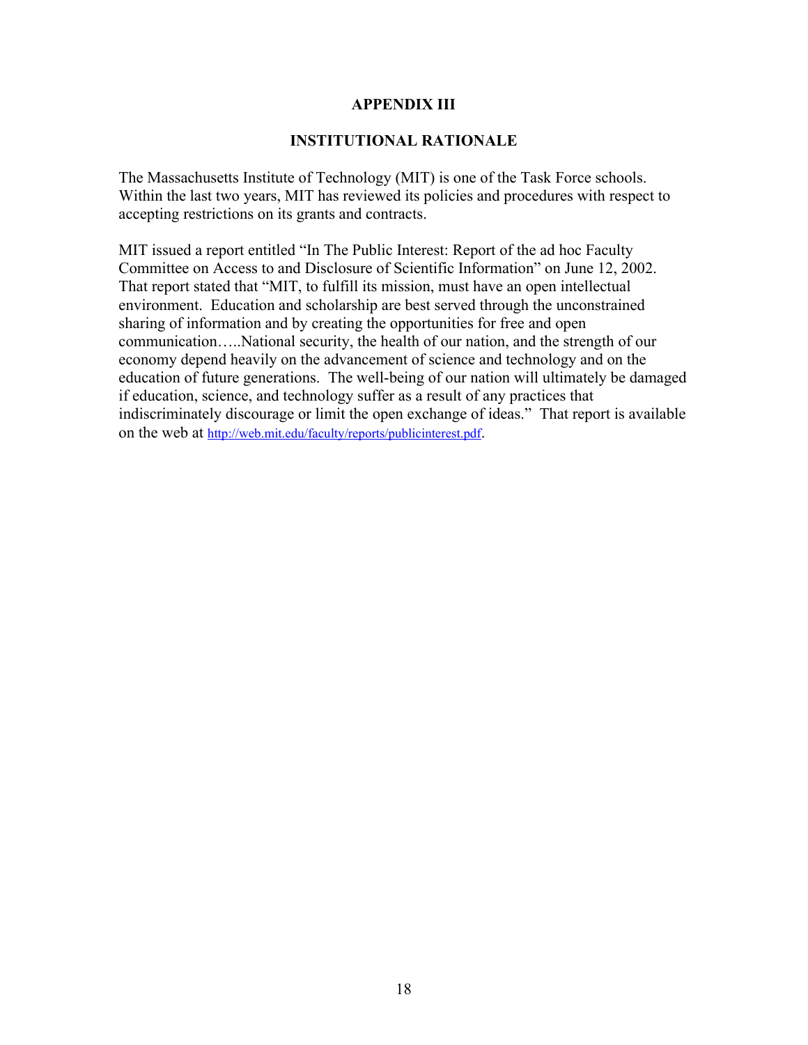# APPENDIX III

## INSTITUTIONAL RATIONALE

The Massachusetts Institute of Technology (MIT) is one of the Task Force schools. Within the last two years, MIT has reviewed its policies and procedures with respect to accepting restrictions on its grants and contracts.

MIT issued a report entitled "In The Public Interest: Report of the ad hoc Faculty Committee on Access to and Disclosure of Scientific Information" on June 12, 2002. That report stated that "MIT, to fulfill its mission, must have an open intellectual environment. Education and scholarship are best served through the unconstrained sharing of information and by creating the opportunities for free and open communication…..National security, the health of our nation, and the strength of our economy depend heavily on the advancement of science and technology and on the education of future generations. The well-being of our nation will ultimately be damaged if education, science, and technology suffer as a result of any practices that indiscriminately discourage or limit the open exchange of ideas." That report is available on the web at http://web.mit.edu/faculty/reports/publicinterest.pdf.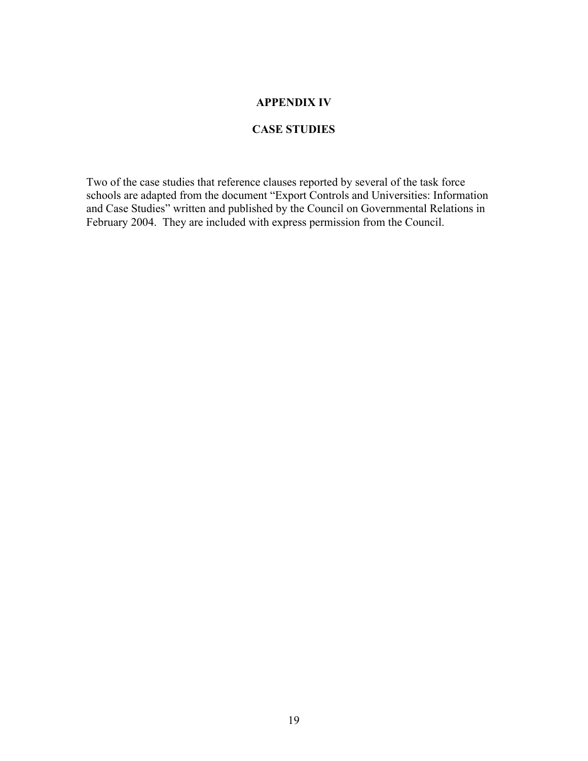# APPENDIX IV

## CASE STUDIES

Two of the case studies that reference clauses reported by several of the task force schools are adapted from the document "Export Controls and Universities: Information and Case Studies" written and published by the Council on Governmental Relations in February 2004. They are included with express permission from the Council.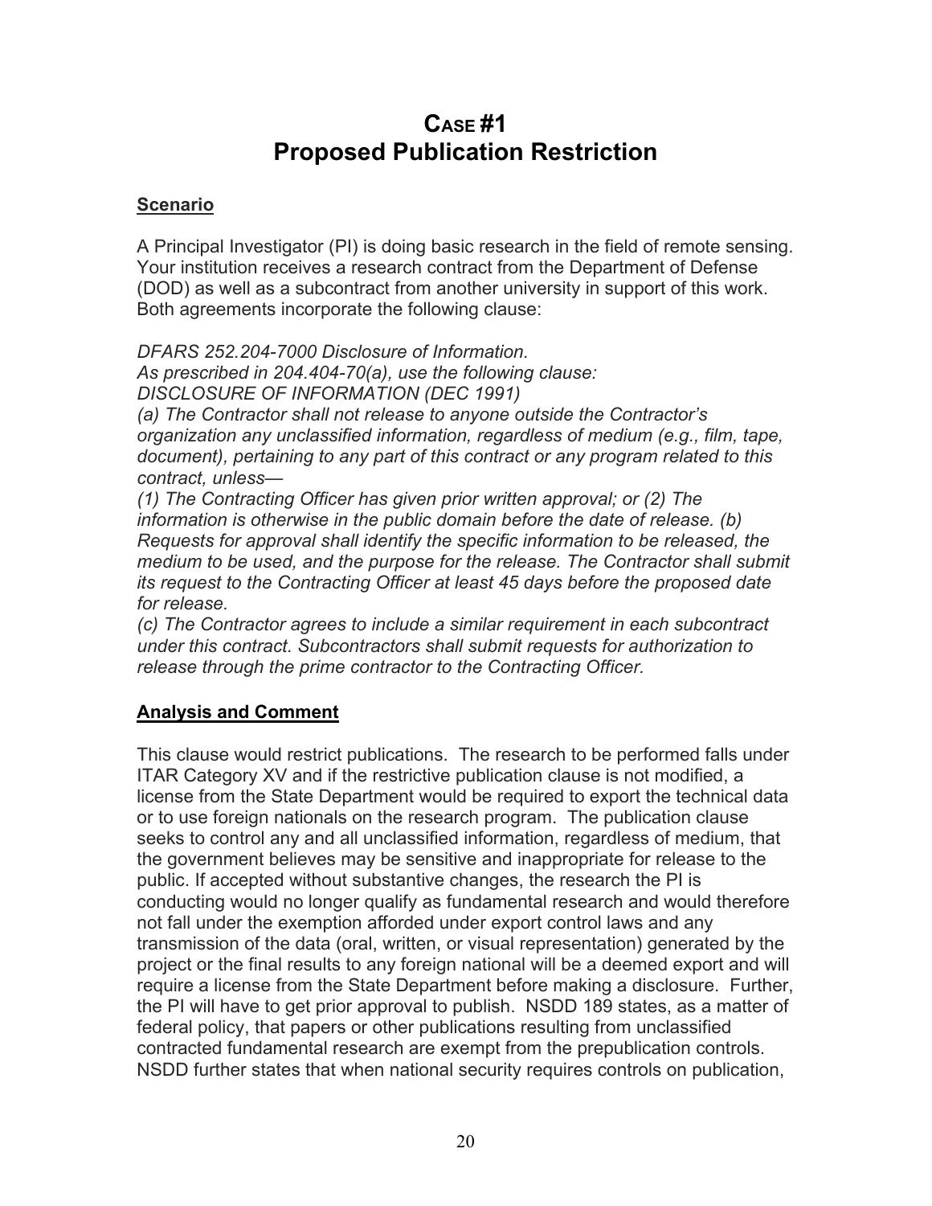# Case #1
# Proposed Publication Restriction

## Scenario

A Principal Investigator (PI) is doing basic research in the field of remote sensing. Your institution receives a research contract from the Department of Defense (DOD) as well as a subcontract from another university in support of this work. Both agreements incorporate the following clause:

*DFARS 252.204-7000 Disclosure of Information.*
*As prescribed in 204.404-70(a), use the following clause:*
*DISCLOSURE OF INFORMATION (DEC 1991)*
*(a) The Contractor shall not release to anyone outside the Contractor's organization any unclassified information, regardless of medium (e.g., film, tape, document), pertaining to any part of this contract or any program related to this contract, unless—*
*(1) The Contracting Officer has given prior written approval; or (2) The information is otherwise in the public domain before the date of release. (b) Requests for approval shall identify the specific information to be released, the medium to be used, and the purpose for the release. The Contractor shall submit its request to the Contracting Officer at least 45 days before the proposed date for release.*
*(c) The Contractor agrees to include a similar requirement in each subcontract under this contract. Subcontractors shall submit requests for authorization to release through the prime contractor to the Contracting Officer.*

## Analysis and Comment

This clause would restrict publications. The research to be performed falls under ITAR Category XV and if the restrictive publication clause is not modified, a license from the State Department would be required to export the technical data or to use foreign nationals on the research program. The publication clause seeks to control any and all unclassified information, regardless of medium, that the government believes may be sensitive and inappropriate for release to the public. If accepted without substantive changes, the research the PI is conducting would no longer qualify as fundamental research and would therefore not fall under the exemption afforded under export control laws and any transmission of the data (oral, written, or visual representation) generated by the project or the final results to any foreign national will be a deemed export and will require a license from the State Department before making a disclosure. Further, the PI will have to get prior approval to publish. NSDD 189 states, as a matter of federal policy, that papers or other publications resulting from unclassified contracted fundamental research are exempt from the prepublication controls. NSDD further states that when national security requires controls on publication,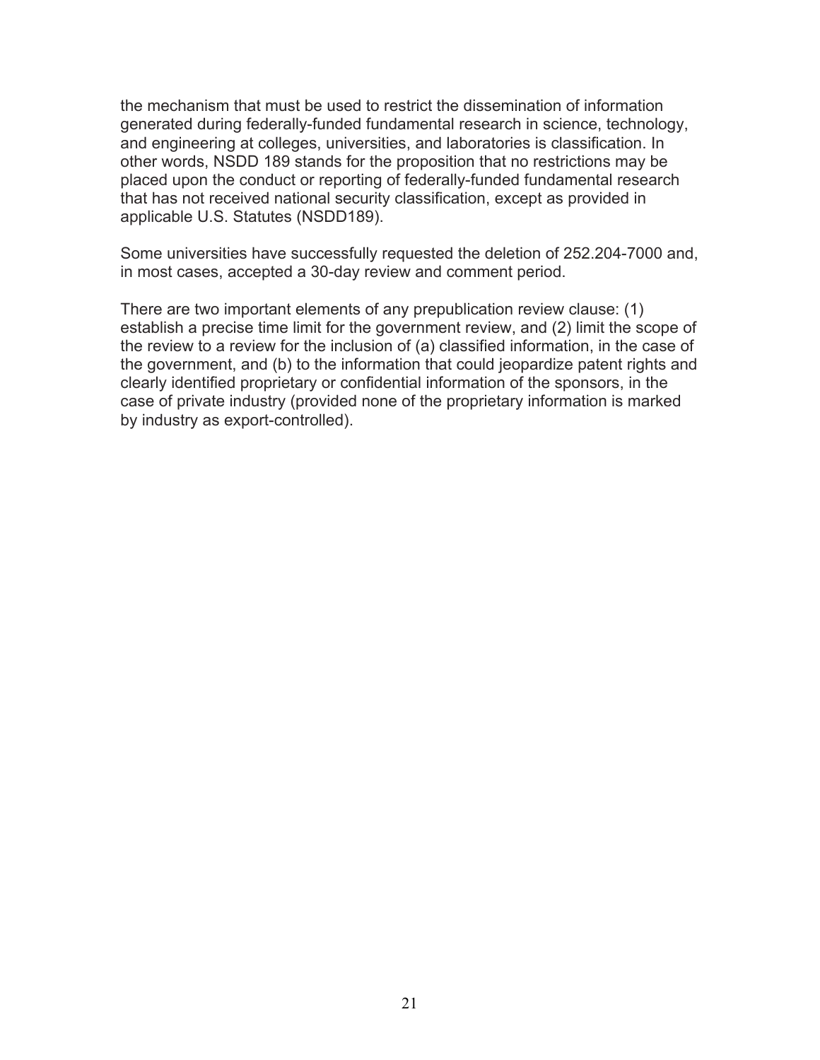the mechanism that must be used to restrict the dissemination of information generated during federally-funded fundamental research in science, technology, and engineering at colleges, universities, and laboratories is classification. In other words, NSDD 189 stands for the proposition that no restrictions may be placed upon the conduct or reporting of federally-funded fundamental research that has not received national security classification, except as provided in applicable U.S. Statutes (NSDD189).

Some universities have successfully requested the deletion of 252.204-7000 and, in most cases, accepted a 30-day review and comment period.

There are two important elements of any prepublication review clause: (1) establish a precise time limit for the government review, and (2) limit the scope of the review to a review for the inclusion of (a) classified information, in the case of the government, and (b) to the information that could jeopardize patent rights and clearly identified proprietary or confidential information of the sponsors, in the case of private industry (provided none of the proprietary information is marked by industry as export-controlled).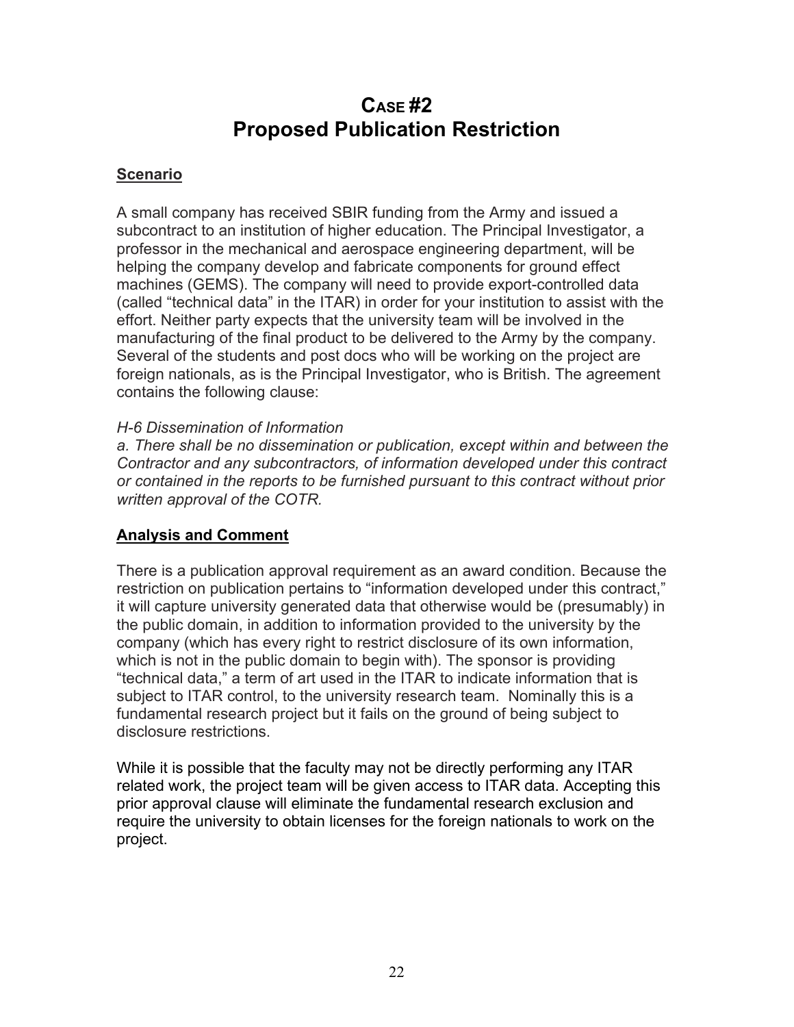# Case #2
# Proposed Publication Restriction

**Scenario**

A small company has received SBIR funding from the Army and issued a subcontract to an institution of higher education. The Principal Investigator, a professor in the mechanical and aerospace engineering department, will be helping the company develop and fabricate components for ground effect machines (GEMS). The company will need to provide export-controlled data (called "technical data" in the ITAR) in order for your institution to assist with the effort. Neither party expects that the university team will be involved in the manufacturing of the final product to be delivered to the Army by the company. Several of the students and post docs who will be working on the project are foreign nationals, as is the Principal Investigator, who is British. The agreement contains the following clause:

*H-6 Dissemination of Information*
*a. There shall be no dissemination or publication, except within and between the Contractor and any subcontractors, of information developed under this contract or contained in the reports to be furnished pursuant to this contract without prior written approval of the COTR.*

**Analysis and Comment**

There is a publication approval requirement as an award condition. Because the restriction on publication pertains to "information developed under this contract," it will capture university generated data that otherwise would be (presumably) in the public domain, in addition to information provided to the university by the company (which has every right to restrict disclosure of its own information, which is not in the public domain to begin with). The sponsor is providing "technical data," a term of art used in the ITAR to indicate information that is subject to ITAR control, to the university research team. Nominally this is a fundamental research project but it fails on the ground of being subject to disclosure restrictions.

While it is possible that the faculty may not be directly performing any ITAR related work, the project team will be given access to ITAR data. Accepting this prior approval clause will eliminate the fundamental research exclusion and require the university to obtain licenses for the foreign nationals to work on the project.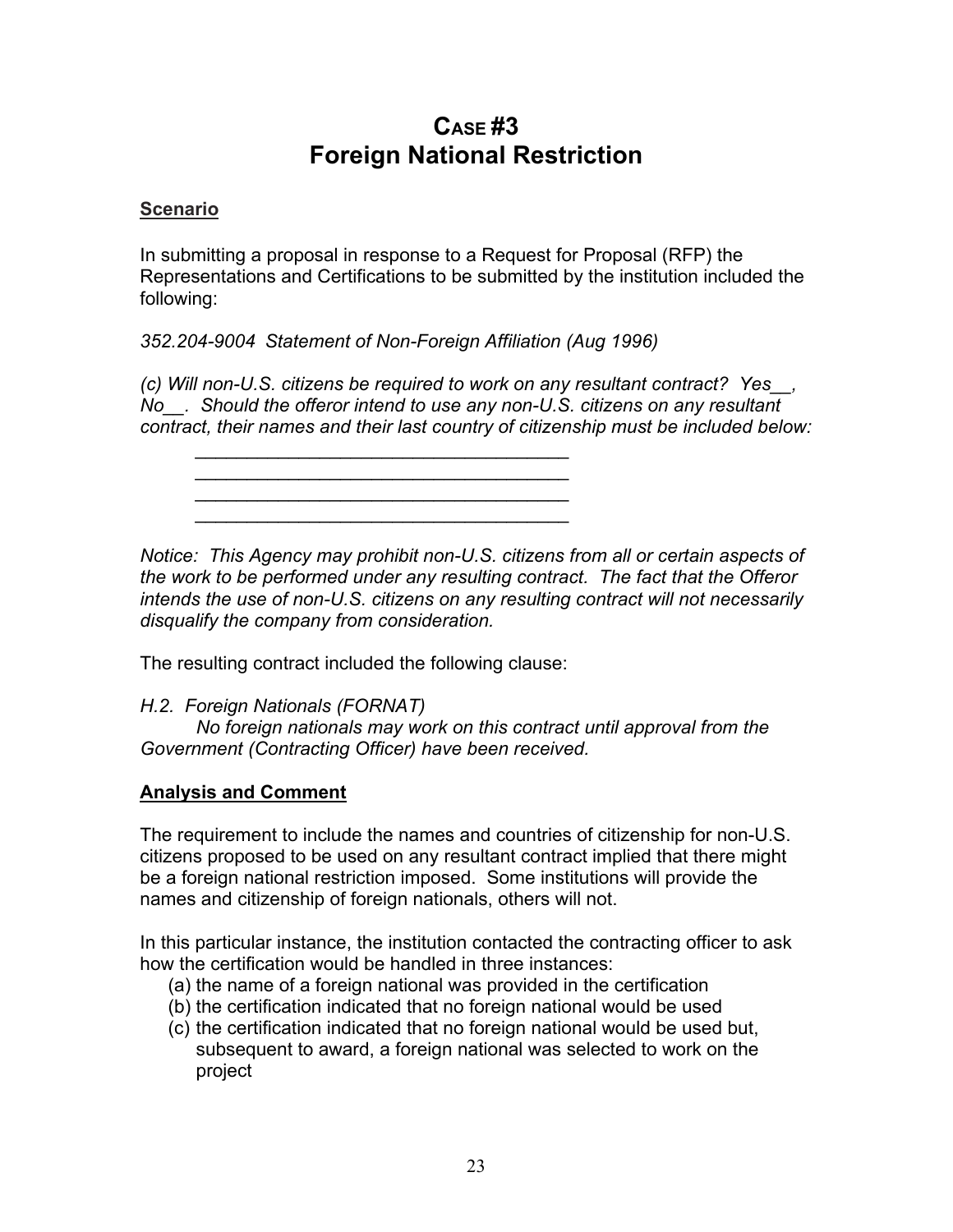# Case #3
# Foreign National Restriction

**Scenario**

In submitting a proposal in response to a Request for Proposal (RFP) the Representations and Certifications to be submitted by the institution included the following:

*352.204-9004 Statement of Non-Foreign Affiliation (Aug 1996)*

*(c) Will non-U.S. citizens be required to work on any resultant contract? Yes__, No__. Should the offeror intend to use any non-U.S. citizens on any resultant contract, their names and their last country of citizenship must be included below:*

____________________________________
____________________________________
____________________________________
____________________________________

*Notice: This Agency may prohibit non-U.S. citizens from all or certain aspects of the work to be performed under any resulting contract. The fact that the Offeror intends the use of non-U.S. citizens on any resulting contract will not necessarily disqualify the company from consideration.*

The resulting contract included the following clause:

*H.2. Foreign Nationals (FORNAT)*
*No foreign nationals may work on this contract until approval from the Government (Contracting Officer) have been received.*

**Analysis and Comment**

The requirement to include the names and countries of citizenship for non-U.S. citizens proposed to be used on any resultant contract implied that there might be a foreign national restriction imposed. Some institutions will provide the names and citizenship of foreign nationals, others will not.

In this particular instance, the institution contacted the contracting officer to ask how the certification would be handled in three instances:

(a) the name of a foreign national was provided in the certification
(b) the certification indicated that no foreign national would be used
(c) the certification indicated that no foreign national would be used but, subsequent to award, a foreign national was selected to work on the project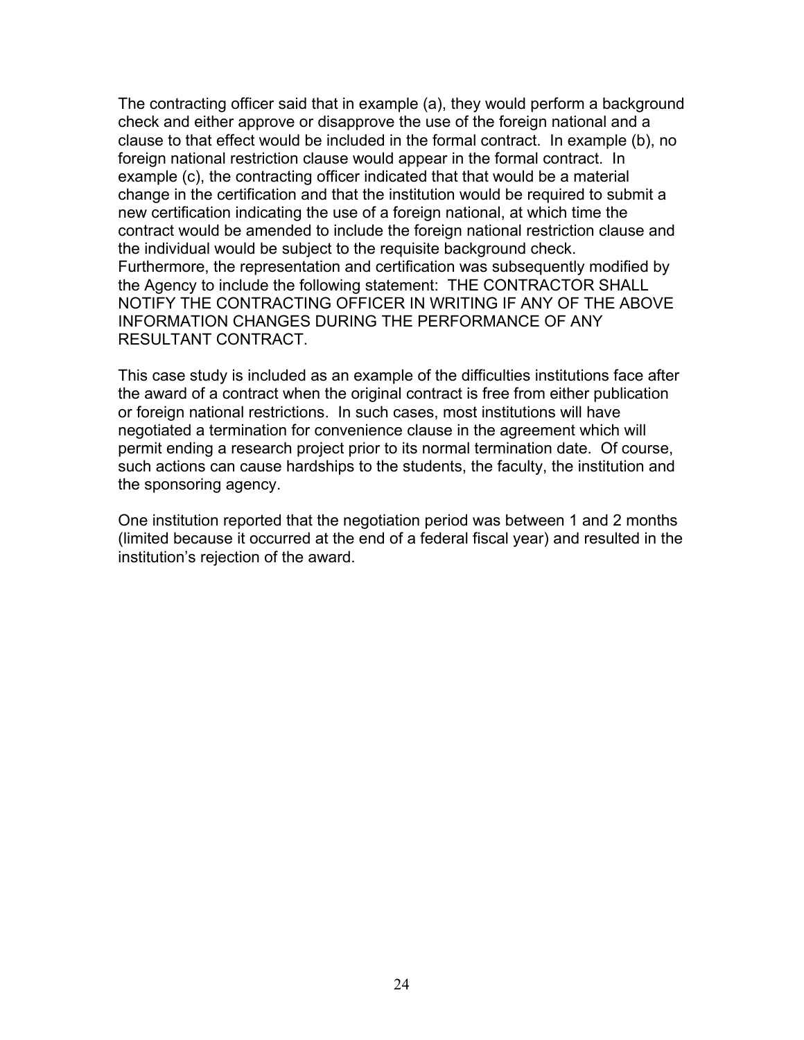The contracting officer said that in example (a), they would perform a background check and either approve or disapprove the use of the foreign national and a clause to that effect would be included in the formal contract. In example (b), no foreign national restriction clause would appear in the formal contract. In example (c), the contracting officer indicated that that would be a material change in the certification and that the institution would be required to submit a new certification indicating the use of a foreign national, at which time the contract would be amended to include the foreign national restriction clause and the individual would be subject to the requisite background check. Furthermore, the representation and certification was subsequently modified by the Agency to include the following statement: THE CONTRACTOR SHALL NOTIFY THE CONTRACTING OFFICER IN WRITING IF ANY OF THE ABOVE INFORMATION CHANGES DURING THE PERFORMANCE OF ANY RESULTANT CONTRACT.

This case study is included as an example of the difficulties institutions face after the award of a contract when the original contract is free from either publication or foreign national restrictions. In such cases, most institutions will have negotiated a termination for convenience clause in the agreement which will permit ending a research project prior to its normal termination date. Of course, such actions can cause hardships to the students, the faculty, the institution and the sponsoring agency.

One institution reported that the negotiation period was between 1 and 2 months (limited because it occurred at the end of a federal fiscal year) and resulted in the institution's rejection of the award.